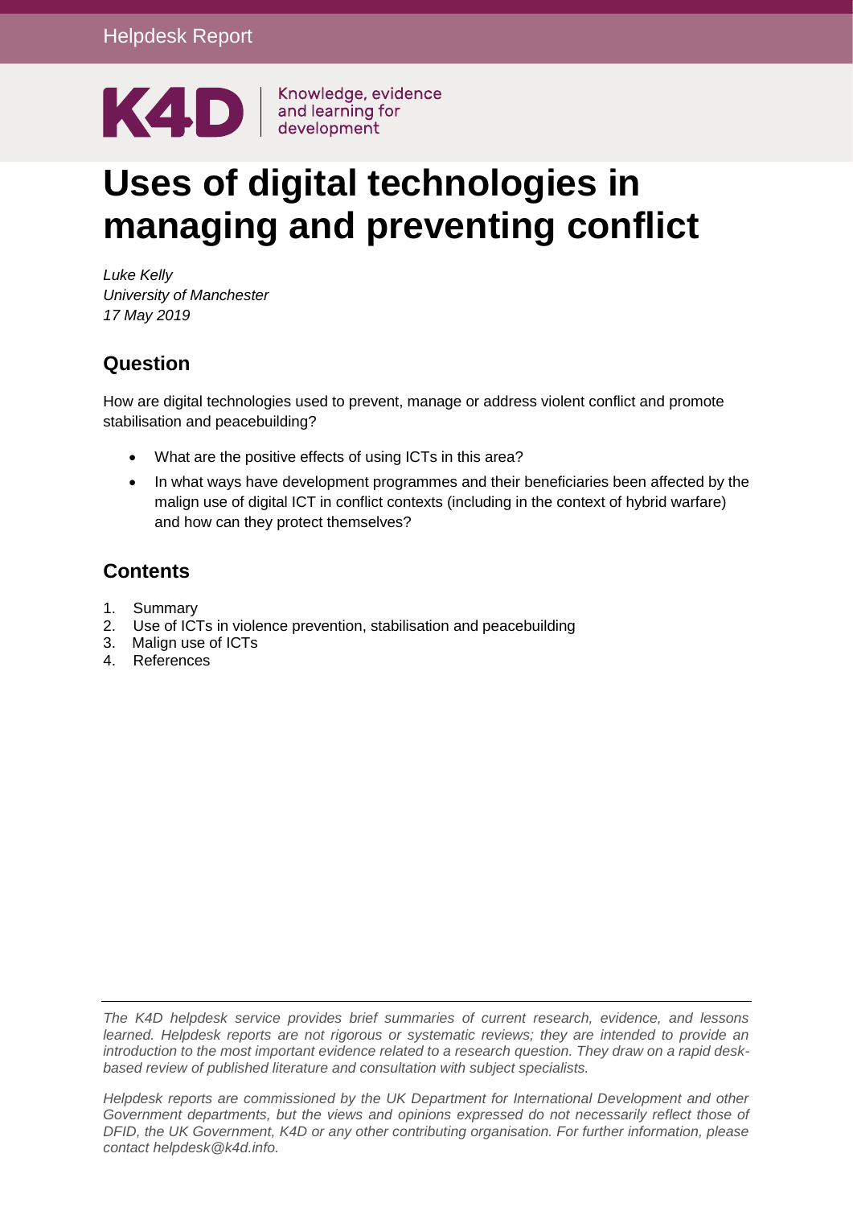Helpdesk Report

K4D Knowledge, evidence and learning for development

# Uses of digital technologies in managing and preventing conflict

*Luke Kelly*
*University of Manchester*
*17 May 2019*

## Question

How are digital technologies used to prevent, manage or address violent conflict and promote stabilisation and peacebuilding?

- What are the positive effects of using ICTs in this area?
- In what ways have development programmes and their beneficiaries been affected by the malign use of digital ICT in conflict contexts (including in the context of hybrid warfare) and how can they protect themselves?

## Contents

1. Summary
2. Use of ICTs in violence prevention, stabilisation and peacebuilding
3. Malign use of ICTs
4. References

*The K4D helpdesk service provides brief summaries of current research, evidence, and lessons learned. Helpdesk reports are not rigorous or systematic reviews; they are intended to provide an introduction to the most important evidence related to a research question. They draw on a rapid desk-based review of published literature and consultation with subject specialists.*

*Helpdesk reports are commissioned by the UK Department for International Development and other Government departments, but the views and opinions expressed do not necessarily reflect those of DFID, the UK Government, K4D or any other contributing organisation. For further information, please contact helpdesk@k4d.info.*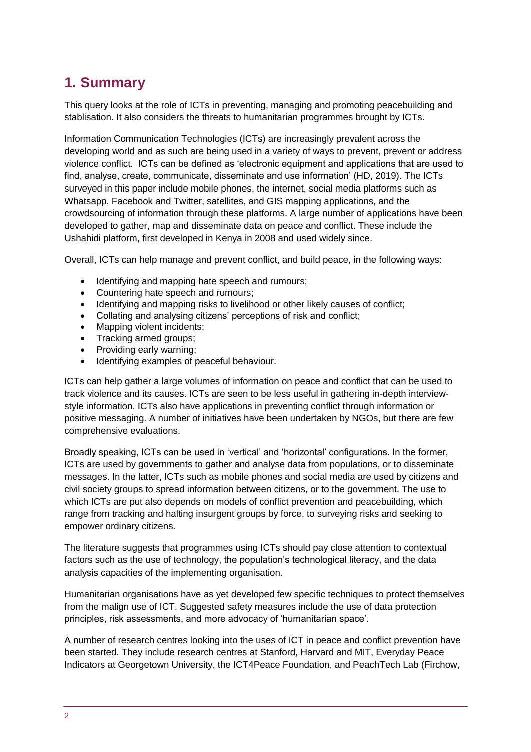# 1. Summary

This query looks at the role of ICTs in preventing, managing and promoting peacebuilding and stablisation. It also considers the threats to humanitarian programmes brought by ICTs.

Information Communication Technologies (ICTs) are increasingly prevalent across the developing world and as such are being used in a variety of ways to prevent, prevent or address violence conflict. ICTs can be defined as 'electronic equipment and applications that are used to find, analyse, create, communicate, disseminate and use information' (HD, 2019). The ICTs surveyed in this paper include mobile phones, the internet, social media platforms such as Whatsapp, Facebook and Twitter, satellites, and GIS mapping applications, and the crowdsourcing of information through these platforms. A large number of applications have been developed to gather, map and disseminate data on peace and conflict. These include the Ushahidi platform, first developed in Kenya in 2008 and used widely since.

Overall, ICTs can help manage and prevent conflict, and build peace, in the following ways:

- Identifying and mapping hate speech and rumours;
- Countering hate speech and rumours;
- Identifying and mapping risks to livelihood or other likely causes of conflict;
- Collating and analysing citizens' perceptions of risk and conflict;
- Mapping violent incidents;
- Tracking armed groups;
- Providing early warning;
- Identifying examples of peaceful behaviour.

ICTs can help gather a large volumes of information on peace and conflict that can be used to track violence and its causes. ICTs are seen to be less useful in gathering in-depth interview-style information. ICTs also have applications in preventing conflict through information or positive messaging. A number of initiatives have been undertaken by NGOs, but there are few comprehensive evaluations.

Broadly speaking, ICTs can be used in 'vertical' and 'horizontal' configurations. In the former, ICTs are used by governments to gather and analyse data from populations, or to disseminate messages. In the latter, ICTs such as mobile phones and social media are used by citizens and civil society groups to spread information between citizens, or to the government. The use to which ICTs are put also depends on models of conflict prevention and peacebuilding, which range from tracking and halting insurgent groups by force, to surveying risks and seeking to empower ordinary citizens.

The literature suggests that programmes using ICTs should pay close attention to contextual factors such as the use of technology, the population's technological literacy, and the data analysis capacities of the implementing organisation.

Humanitarian organisations have as yet developed few specific techniques to protect themselves from the malign use of ICT. Suggested safety measures include the use of data protection principles, risk assessments, and more advocacy of 'humanitarian space'.

A number of research centres looking into the uses of ICT in peace and conflict prevention have been started. They include research centres at Stanford, Harvard and MIT, Everyday Peace Indicators at Georgetown University, the ICT4Peace Foundation, and PeachTech Lab (Firchow,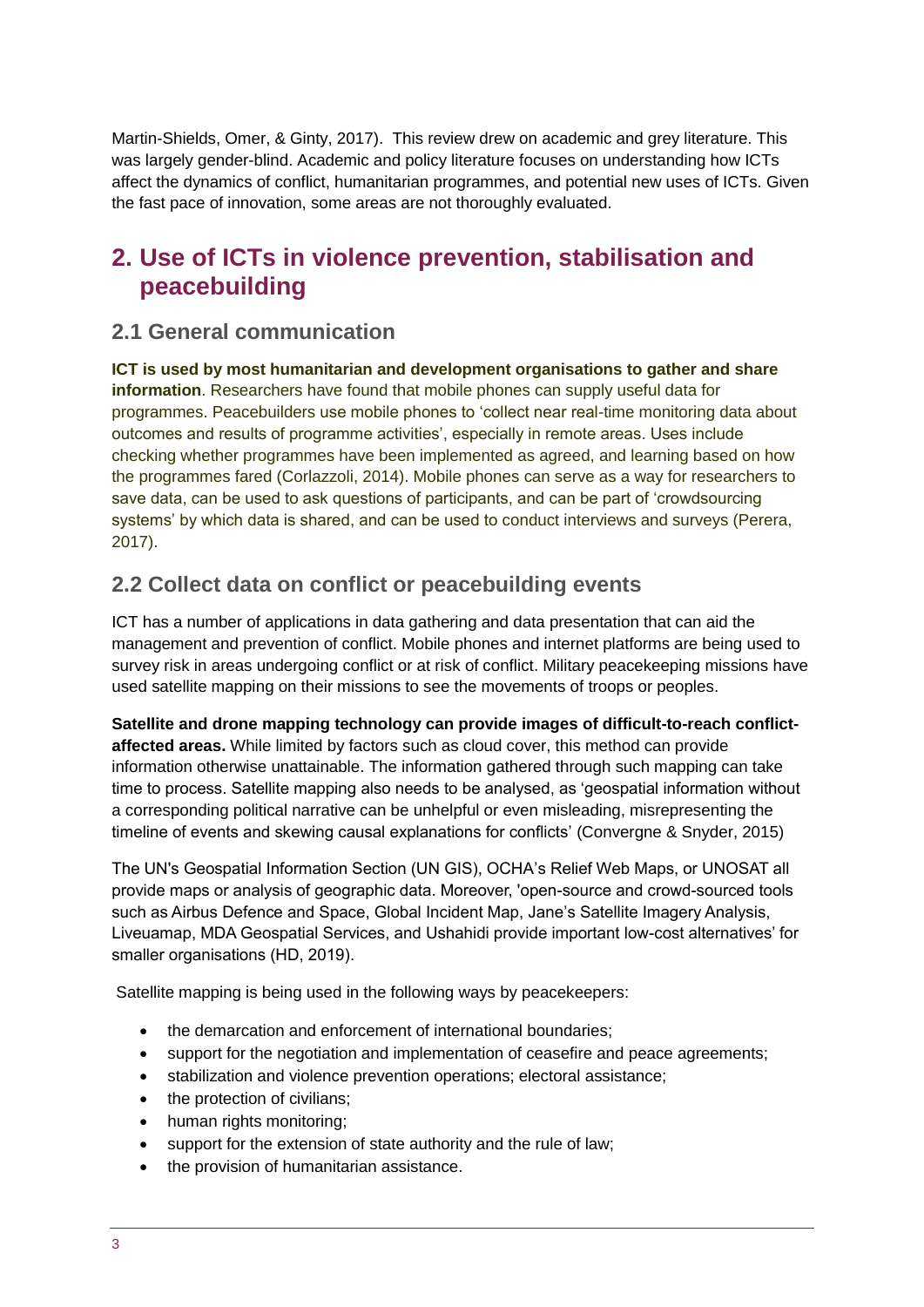Martin-Shields, Omer, & Ginty, 2017). This review drew on academic and grey literature. This was largely gender-blind. Academic and policy literature focuses on understanding how ICTs affect the dynamics of conflict, humanitarian programmes, and potential new uses of ICTs. Given the fast pace of innovation, some areas are not thoroughly evaluated.

# 2. Use of ICTs in violence prevention, stabilisation and peacebuilding

## 2.1 General communication

**ICT is used by most humanitarian and development organisations to gather and share information**. Researchers have found that mobile phones can supply useful data for programmes. Peacebuilders use mobile phones to 'collect near real-time monitoring data about outcomes and results of programme activities', especially in remote areas. Uses include checking whether programmes have been implemented as agreed, and learning based on how the programmes fared (Corlazzoli, 2014). Mobile phones can serve as a way for researchers to save data, can be used to ask questions of participants, and can be part of 'crowdsourcing systems' by which data is shared, and can be used to conduct interviews and surveys (Perera, 2017).

## 2.2 Collect data on conflict or peacebuilding events

ICT has a number of applications in data gathering and data presentation that can aid the management and prevention of conflict. Mobile phones and internet platforms are being used to survey risk in areas undergoing conflict or at risk of conflict. Military peacekeeping missions have used satellite mapping on their missions to see the movements of troops or peoples.

**Satellite and drone mapping technology can provide images of difficult-to-reach conflict-affected areas.** While limited by factors such as cloud cover, this method can provide information otherwise unattainable. The information gathered through such mapping can take time to process. Satellite mapping also needs to be analysed, as 'geospatial information without a corresponding political narrative can be unhelpful or even misleading, misrepresenting the timeline of events and skewing causal explanations for conflicts' (Convergne & Snyder, 2015)

The UN's Geospatial Information Section (UN GIS), OCHA's Relief Web Maps, or UNOSAT all provide maps or analysis of geographic data. Moreover, 'open-source and crowd-sourced tools such as Airbus Defence and Space, Global Incident Map, Jane's Satellite Imagery Analysis, Liveuamap, MDA Geospatial Services, and Ushahidi provide important low-cost alternatives' for smaller organisations (HD, 2019).

Satellite mapping is being used in the following ways by peacekeepers:

- the demarcation and enforcement of international boundaries;
- support for the negotiation and implementation of ceasefire and peace agreements;
- stabilization and violence prevention operations; electoral assistance;
- the protection of civilians;
- human rights monitoring;
- support for the extension of state authority and the rule of law;
- the provision of humanitarian assistance.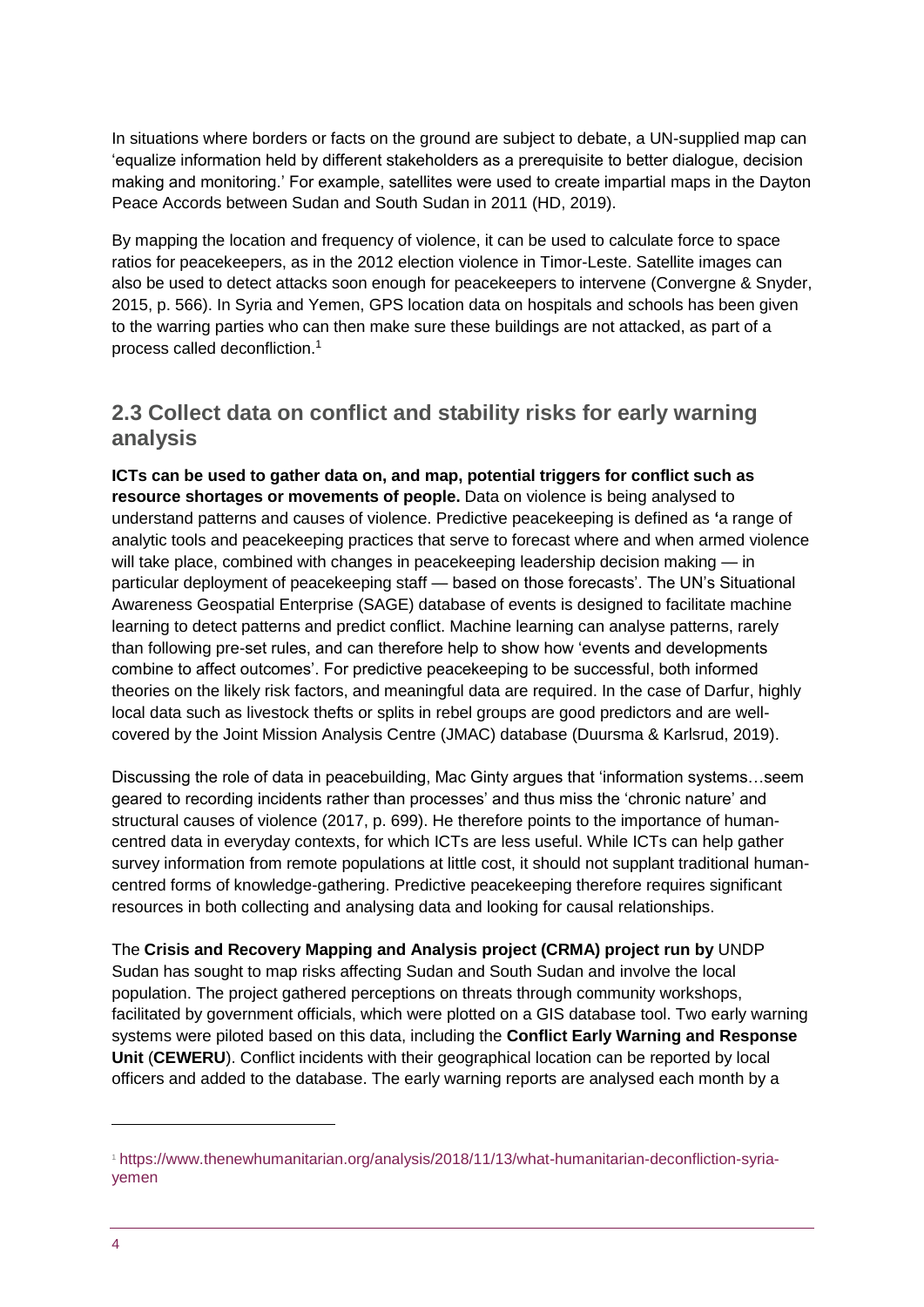In situations where borders or facts on the ground are subject to debate, a UN-supplied map can 'equalize information held by different stakeholders as a prerequisite to better dialogue, decision making and monitoring.' For example, satellites were used to create impartial maps in the Dayton Peace Accords between Sudan and South Sudan in 2011 (HD, 2019).

By mapping the location and frequency of violence, it can be used to calculate force to space ratios for peacekeepers, as in the 2012 election violence in Timor-Leste. Satellite images can also be used to detect attacks soon enough for peacekeepers to intervene (Convergne & Snyder, 2015, p. 566). In Syria and Yemen, GPS location data on hospitals and schools has been given to the warring parties who can then make sure these buildings are not attacked, as part of a process called deconfliction.[1]

## 2.3 Collect data on conflict and stability risks for early warning analysis

**ICTs can be used to gather data on, and map, potential triggers for conflict such as resource shortages or movements of people.** Data on violence is being analysed to understand patterns and causes of violence. Predictive peacekeeping is defined as **'**a range of analytic tools and peacekeeping practices that serve to forecast where and when armed violence will take place, combined with changes in peacekeeping leadership decision making — in particular deployment of peacekeeping staff — based on those forecasts'. The UN's Situational Awareness Geospatial Enterprise (SAGE) database of events is designed to facilitate machine learning to detect patterns and predict conflict. Machine learning can analyse patterns, rarely than following pre-set rules, and can therefore help to show how 'events and developments combine to affect outcomes'. For predictive peacekeeping to be successful, both informed theories on the likely risk factors, and meaningful data are required. In the case of Darfur, highly local data such as livestock thefts or splits in rebel groups are good predictors and are well-covered by the Joint Mission Analysis Centre (JMAC) database (Duursma & Karlsrud, 2019).

Discussing the role of data in peacebuilding, Mac Ginty argues that 'information systems…seem geared to recording incidents rather than processes' and thus miss the 'chronic nature' and structural causes of violence (2017, p. 699). He therefore points to the importance of human-centred data in everyday contexts, for which ICTs are less useful. While ICTs can help gather survey information from remote populations at little cost, it should not supplant traditional human-centred forms of knowledge-gathering. Predictive peacekeeping therefore requires significant resources in both collecting and analysing data and looking for causal relationships.

The **Crisis and Recovery Mapping and Analysis project (CRMA) project run by** UNDP Sudan has sought to map risks affecting Sudan and South Sudan and involve the local population. The project gathered perceptions on threats through community workshops, facilitated by government officials, which were plotted on a GIS database tool. Two early warning systems were piloted based on this data, including the **Conflict Early Warning and Response Unit** (**CEWERU**). Conflict incidents with their geographical location can be reported by local officers and added to the database. The early warning reports are analysed each month by a

[1] https://www.thenewhumanitarian.org/analysis/2018/11/13/what-humanitarian-deconfliction-syria-yemen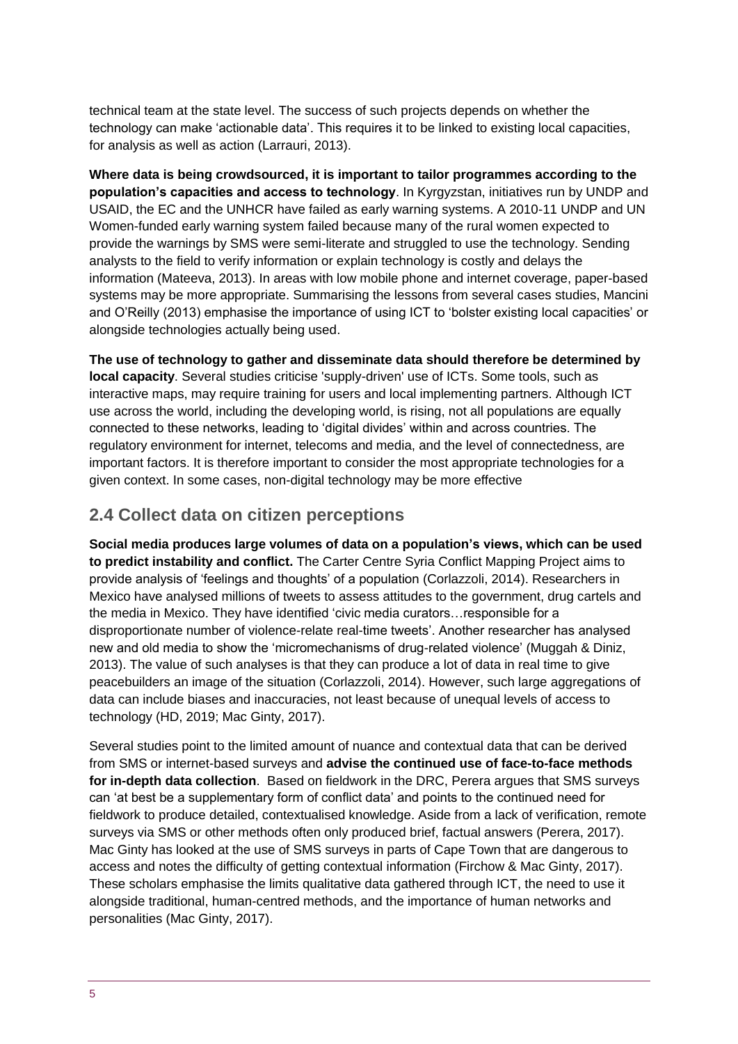technical team at the state level. The success of such projects depends on whether the technology can make 'actionable data'. This requires it to be linked to existing local capacities, for analysis as well as action (Larrauri, 2013).

**Where data is being crowdsourced, it is important to tailor programmes according to the population's capacities and access to technology**. In Kyrgyzstan, initiatives run by UNDP and USAID, the EC and the UNHCR have failed as early warning systems. A 2010-11 UNDP and UN Women-funded early warning system failed because many of the rural women expected to provide the warnings by SMS were semi-literate and struggled to use the technology. Sending analysts to the field to verify information or explain technology is costly and delays the information (Mateeva, 2013). In areas with low mobile phone and internet coverage, paper-based systems may be more appropriate. Summarising the lessons from several cases studies, Mancini and O'Reilly (2013) emphasise the importance of using ICT to 'bolster existing local capacities' or alongside technologies actually being used.

**The use of technology to gather and disseminate data should therefore be determined by local capacity**. Several studies criticise 'supply-driven' use of ICTs. Some tools, such as interactive maps, may require training for users and local implementing partners. Although ICT use across the world, including the developing world, is rising, not all populations are equally connected to these networks, leading to 'digital divides' within and across countries. The regulatory environment for internet, telecoms and media, and the level of connectedness, are important factors. It is therefore important to consider the most appropriate technologies for a given context. In some cases, non-digital technology may be more effective

## 2.4 Collect data on citizen perceptions

**Social media produces large volumes of data on a population's views, which can be used to predict instability and conflict.** The Carter Centre Syria Conflict Mapping Project aims to provide analysis of 'feelings and thoughts' of a population (Corlazzoli, 2014). Researchers in Mexico have analysed millions of tweets to assess attitudes to the government, drug cartels and the media in Mexico. They have identified 'civic media curators…responsible for a disproportionate number of violence-relate real-time tweets'. Another researcher has analysed new and old media to show the 'micromechanisms of drug-related violence' (Muggah & Diniz, 2013). The value of such analyses is that they can produce a lot of data in real time to give peacebuilders an image of the situation (Corlazzoli, 2014). However, such large aggregations of data can include biases and inaccuracies, not least because of unequal levels of access to technology (HD, 2019; Mac Ginty, 2017).

Several studies point to the limited amount of nuance and contextual data that can be derived from SMS or internet-based surveys and **advise the continued use of face-to-face methods for in-depth data collection**. Based on fieldwork in the DRC, Perera argues that SMS surveys can 'at best be a supplementary form of conflict data' and points to the continued need for fieldwork to produce detailed, contextualised knowledge. Aside from a lack of verification, remote surveys via SMS or other methods often only produced brief, factual answers (Perera, 2017). Mac Ginty has looked at the use of SMS surveys in parts of Cape Town that are dangerous to access and notes the difficulty of getting contextual information (Firchow & Mac Ginty, 2017). These scholars emphasise the limits qualitative data gathered through ICT, the need to use it alongside traditional, human-centred methods, and the importance of human networks and personalities (Mac Ginty, 2017).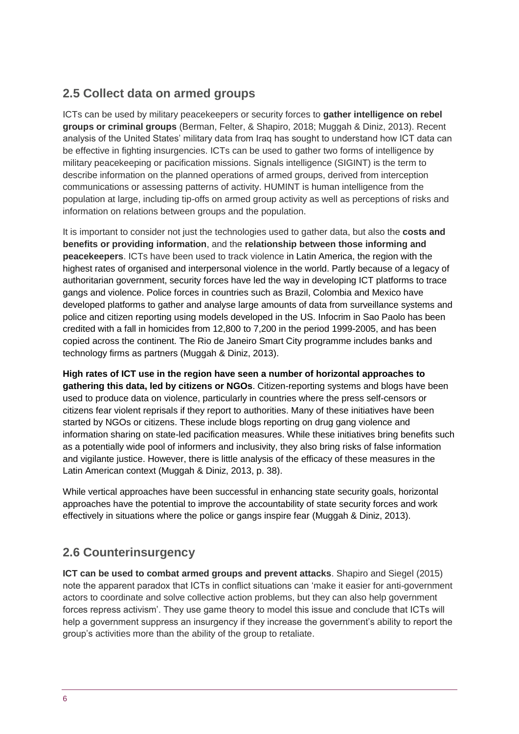## 2.5 Collect data on armed groups

ICTs can be used by military peacekeepers or security forces to **gather intelligence on rebel groups or criminal groups** (Berman, Felter, & Shapiro, 2018; Muggah & Diniz, 2013). Recent analysis of the United States' military data from Iraq has sought to understand how ICT data can be effective in fighting insurgencies. ICTs can be used to gather two forms of intelligence by military peacekeeping or pacification missions. Signals intelligence (SIGINT) is the term to describe information on the planned operations of armed groups, derived from interception communications or assessing patterns of activity. HUMINT is human intelligence from the population at large, including tip-offs on armed group activity as well as perceptions of risks and information on relations between groups and the population.

It is important to consider not just the technologies used to gather data, but also the **costs and benefits or providing information**, and the **relationship between those informing and peacekeepers**. ICTs have been used to track violence in Latin America, the region with the highest rates of organised and interpersonal violence in the world. Partly because of a legacy of authoritarian government, security forces have led the way in developing ICT platforms to trace gangs and violence. Police forces in countries such as Brazil, Colombia and Mexico have developed platforms to gather and analyse large amounts of data from surveillance systems and police and citizen reporting using models developed in the US. Infocrim in Sao Paolo has been credited with a fall in homicides from 12,800 to 7,200 in the period 1999-2005, and has been copied across the continent. The Rio de Janeiro Smart City programme includes banks and technology firms as partners (Muggah & Diniz, 2013).

**High rates of ICT use in the region have seen a number of horizontal approaches to gathering this data, led by citizens or NGOs**. Citizen-reporting systems and blogs have been used to produce data on violence, particularly in countries where the press self-censors or citizens fear violent reprisals if they report to authorities. Many of these initiatives have been started by NGOs or citizens. These include blogs reporting on drug gang violence and information sharing on state-led pacification measures. While these initiatives bring benefits such as a potentially wide pool of informers and inclusivity, they also bring risks of false information and vigilante justice. However, there is little analysis of the efficacy of these measures in the Latin American context (Muggah & Diniz, 2013, p. 38).

While vertical approaches have been successful in enhancing state security goals, horizontal approaches have the potential to improve the accountability of state security forces and work effectively in situations where the police or gangs inspire fear (Muggah & Diniz, 2013).

## 2.6 Counterinsurgency

**ICT can be used to combat armed groups and prevent attacks**. Shapiro and Siegel (2015) note the apparent paradox that ICTs in conflict situations can 'make it easier for anti-government actors to coordinate and solve collective action problems, but they can also help government forces repress activism'. They use game theory to model this issue and conclude that ICTs will help a government suppress an insurgency if they increase the government's ability to report the group's activities more than the ability of the group to retaliate.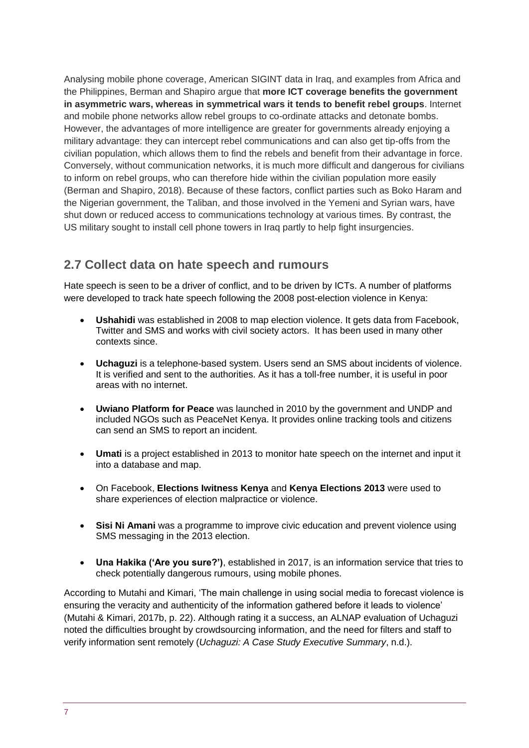Analysing mobile phone coverage, American SIGINT data in Iraq, and examples from Africa and the Philippines, Berman and Shapiro argue that **more ICT coverage benefits the government in asymmetric wars, whereas in symmetrical wars it tends to benefit rebel groups**. Internet and mobile phone networks allow rebel groups to co-ordinate attacks and detonate bombs. However, the advantages of more intelligence are greater for governments already enjoying a military advantage: they can intercept rebel communications and can also get tip-offs from the civilian population, which allows them to find the rebels and benefit from their advantage in force. Conversely, without communication networks, it is much more difficult and dangerous for civilians to inform on rebel groups, who can therefore hide within the civilian population more easily (Berman and Shapiro, 2018). Because of these factors, conflict parties such as Boko Haram and the Nigerian government, the Taliban, and those involved in the Yemeni and Syrian wars, have shut down or reduced access to communications technology at various times. By contrast, the US military sought to install cell phone towers in Iraq partly to help fight insurgencies.

## 2.7 Collect data on hate speech and rumours

Hate speech is seen to be a driver of conflict, and to be driven by ICTs. A number of platforms were developed to track hate speech following the 2008 post-election violence in Kenya:

- **Ushahidi** was established in 2008 to map election violence. It gets data from Facebook, Twitter and SMS and works with civil society actors. It has been used in many other contexts since.
- **Uchaguzi** is a telephone-based system. Users send an SMS about incidents of violence. It is verified and sent to the authorities. As it has a toll-free number, it is useful in poor areas with no internet.
- **Uwiano Platform for Peace** was launched in 2010 by the government and UNDP and included NGOs such as PeaceNet Kenya. It provides online tracking tools and citizens can send an SMS to report an incident.
- **Umati** is a project established in 2013 to monitor hate speech on the internet and input it into a database and map.
- On Facebook, **Elections Iwitness Kenya** and **Kenya Elections 2013** were used to share experiences of election malpractice or violence.
- **Sisi Ni Amani** was a programme to improve civic education and prevent violence using SMS messaging in the 2013 election.
- **Una Hakika ('Are you sure?')**, established in 2017, is an information service that tries to check potentially dangerous rumours, using mobile phones.

According to Mutahi and Kimari, 'The main challenge in using social media to forecast violence is ensuring the veracity and authenticity of the information gathered before it leads to violence' (Mutahi & Kimari, 2017b, p. 22). Although rating it a success, an ALNAP evaluation of Uchaguzi noted the difficulties brought by crowdsourcing information, and the need for filters and staff to verify information sent remotely (*Uchaguzi: A Case Study Executive Summary*, n.d.).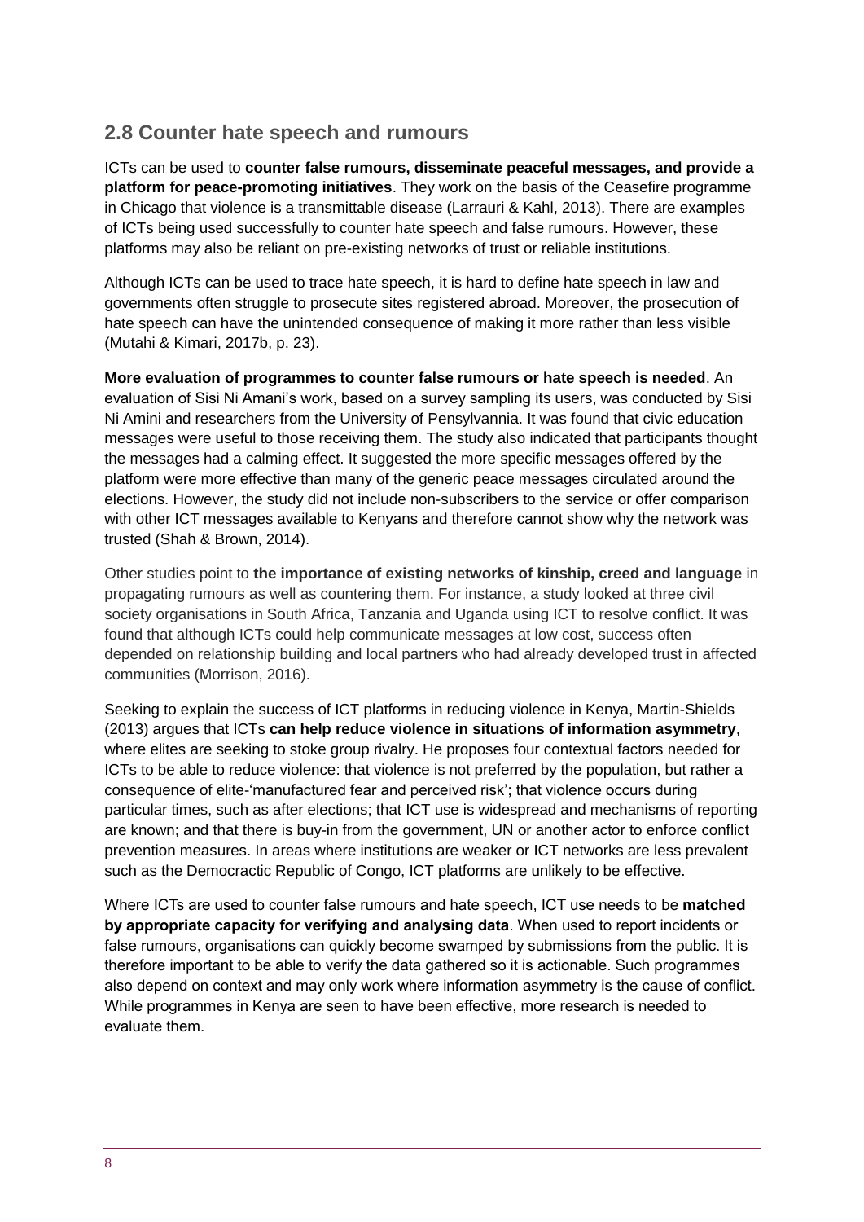## 2.8 Counter hate speech and rumours

ICTs can be used to **counter false rumours, disseminate peaceful messages, and provide a platform for peace-promoting initiatives**. They work on the basis of the Ceasefire programme in Chicago that violence is a transmittable disease (Larrauri & Kahl, 2013). There are examples of ICTs being used successfully to counter hate speech and false rumours. However, these platforms may also be reliant on pre-existing networks of trust or reliable institutions.

Although ICTs can be used to trace hate speech, it is hard to define hate speech in law and governments often struggle to prosecute sites registered abroad. Moreover, the prosecution of hate speech can have the unintended consequence of making it more rather than less visible (Mutahi & Kimari, 2017b, p. 23).

**More evaluation of programmes to counter false rumours or hate speech is needed**. An evaluation of Sisi Ni Amani's work, based on a survey sampling its users, was conducted by Sisi Ni Amini and researchers from the University of Pensylvannia. It was found that civic education messages were useful to those receiving them. The study also indicated that participants thought the messages had a calming effect. It suggested the more specific messages offered by the platform were more effective than many of the generic peace messages circulated around the elections. However, the study did not include non-subscribers to the service or offer comparison with other ICT messages available to Kenyans and therefore cannot show why the network was trusted (Shah & Brown, 2014).

Other studies point to **the importance of existing networks of kinship, creed and language** in propagating rumours as well as countering them. For instance, a study looked at three civil society organisations in South Africa, Tanzania and Uganda using ICT to resolve conflict. It was found that although ICTs could help communicate messages at low cost, success often depended on relationship building and local partners who had already developed trust in affected communities (Morrison, 2016).

Seeking to explain the success of ICT platforms in reducing violence in Kenya, Martin-Shields (2013) argues that ICTs **can help reduce violence in situations of information asymmetry**, where elites are seeking to stoke group rivalry. He proposes four contextual factors needed for ICTs to be able to reduce violence: that violence is not preferred by the population, but rather a consequence of elite-'manufactured fear and perceived risk'; that violence occurs during particular times, such as after elections; that ICT use is widespread and mechanisms of reporting are known; and that there is buy-in from the government, UN or another actor to enforce conflict prevention measures. In areas where institutions are weaker or ICT networks are less prevalent such as the Democractic Republic of Congo, ICT platforms are unlikely to be effective.

Where ICTs are used to counter false rumours and hate speech, ICT use needs to be **matched by appropriate capacity for verifying and analysing data**. When used to report incidents or false rumours, organisations can quickly become swamped by submissions from the public. It is therefore important to be able to verify the data gathered so it is actionable. Such programmes also depend on context and may only work where information asymmetry is the cause of conflict. While programmes in Kenya are seen to have been effective, more research is needed to evaluate them.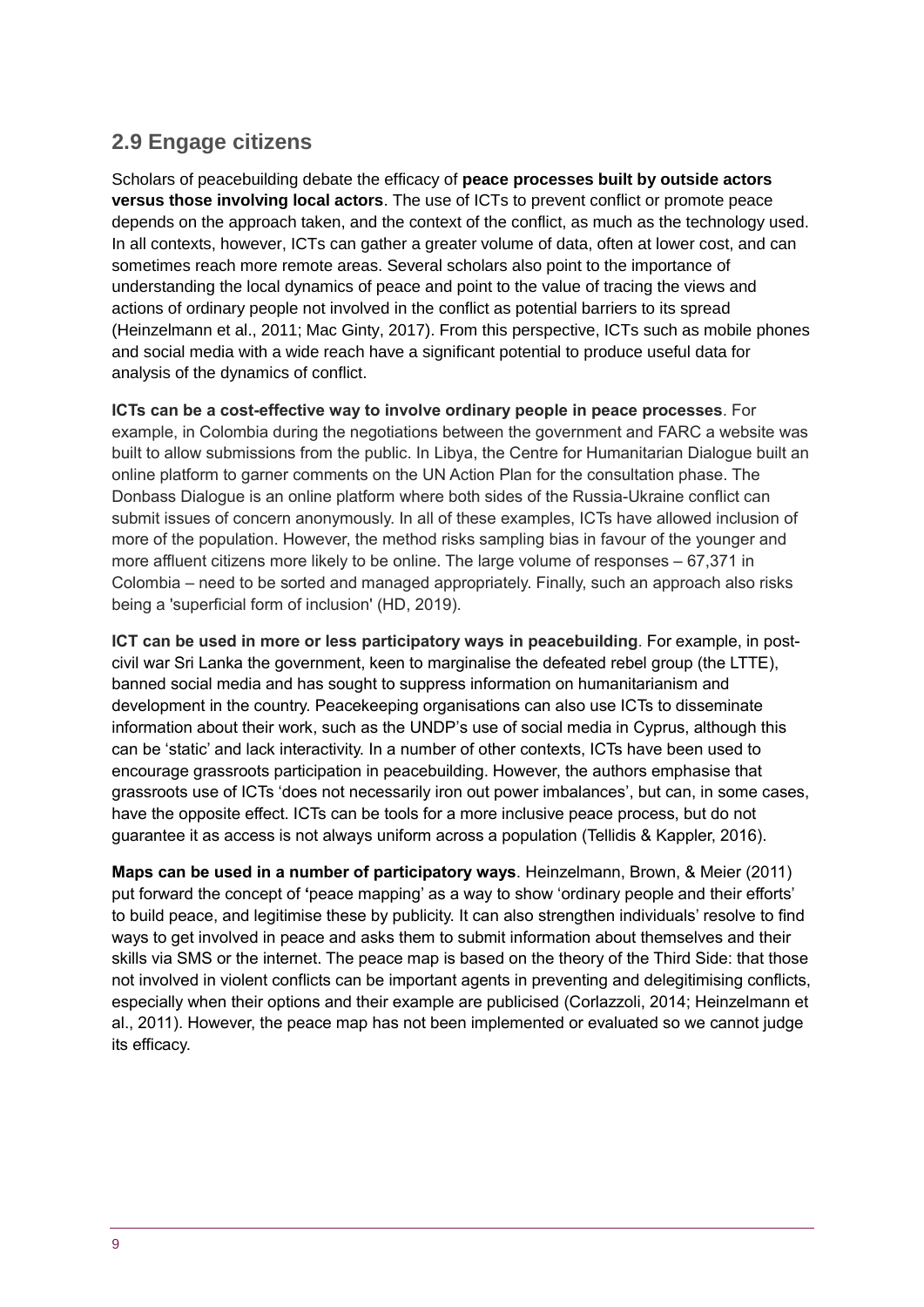## 2.9 Engage citizens

Scholars of peacebuilding debate the efficacy of **peace processes built by outside actors versus those involving local actors**. The use of ICTs to prevent conflict or promote peace depends on the approach taken, and the context of the conflict, as much as the technology used. In all contexts, however, ICTs can gather a greater volume of data, often at lower cost, and can sometimes reach more remote areas. Several scholars also point to the importance of understanding the local dynamics of peace and point to the value of tracing the views and actions of ordinary people not involved in the conflict as potential barriers to its spread (Heinzelmann et al., 2011; Mac Ginty, 2017). From this perspective, ICTs such as mobile phones and social media with a wide reach have a significant potential to produce useful data for analysis of the dynamics of conflict.

**ICTs can be a cost-effective way to involve ordinary people in peace processes**. For example, in Colombia during the negotiations between the government and FARC a website was built to allow submissions from the public. In Libya, the Centre for Humanitarian Dialogue built an online platform to garner comments on the UN Action Plan for the consultation phase. The Donbass Dialogue is an online platform where both sides of the Russia-Ukraine conflict can submit issues of concern anonymously. In all of these examples, ICTs have allowed inclusion of more of the population. However, the method risks sampling bias in favour of the younger and more affluent citizens more likely to be online. The large volume of responses – 67,371 in Colombia – need to be sorted and managed appropriately. Finally, such an approach also risks being a 'superficial form of inclusion' (HD, 2019).

**ICT can be used in more or less participatory ways in peacebuilding**. For example, in post-civil war Sri Lanka the government, keen to marginalise the defeated rebel group (the LTTE), banned social media and has sought to suppress information on humanitarianism and development in the country. Peacekeeping organisations can also use ICTs to disseminate information about their work, such as the UNDP's use of social media in Cyprus, although this can be 'static' and lack interactivity. In a number of other contexts, ICTs have been used to encourage grassroots participation in peacebuilding. However, the authors emphasise that grassroots use of ICTs 'does not necessarily iron out power imbalances', but can, in some cases, have the opposite effect. ICTs can be tools for a more inclusive peace process, but do not guarantee it as access is not always uniform across a population (Tellidis & Kappler, 2016).

**Maps can be used in a number of participatory ways**. Heinzelmann, Brown, & Meier (2011) put forward the concept of 'peace mapping' as a way to show 'ordinary people and their efforts' to build peace, and legitimise these by publicity. It can also strengthen individuals' resolve to find ways to get involved in peace and asks them to submit information about themselves and their skills via SMS or the internet. The peace map is based on the theory of the Third Side: that those not involved in violent conflicts can be important agents in preventing and delegitimising conflicts, especially when their options and their example are publicised (Corlazzoli, 2014; Heinzelmann et al., 2011). However, the peace map has not been implemented or evaluated so we cannot judge its efficacy.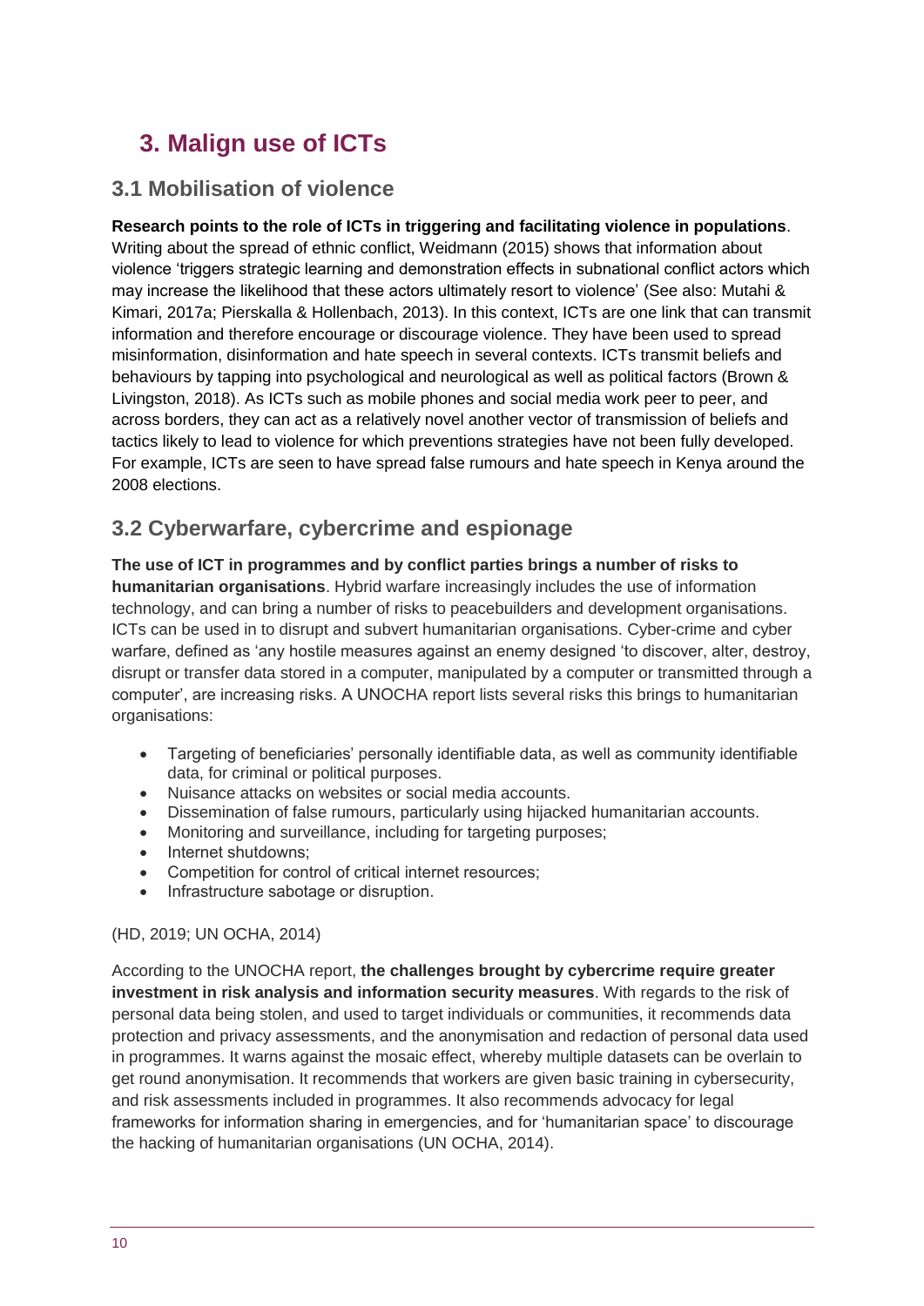# 3. Malign use of ICTs

## 3.1 Mobilisation of violence

**Research points to the role of ICTs in triggering and facilitating violence in populations**. Writing about the spread of ethnic conflict, Weidmann (2015) shows that information about violence 'triggers strategic learning and demonstration effects in subnational conflict actors which may increase the likelihood that these actors ultimately resort to violence' (See also: Mutahi & Kimari, 2017a; Pierskalla & Hollenbach, 2013). In this context, ICTs are one link that can transmit information and therefore encourage or discourage violence. They have been used to spread misinformation, disinformation and hate speech in several contexts. ICTs transmit beliefs and behaviours by tapping into psychological and neurological as well as political factors (Brown & Livingston, 2018). As ICTs such as mobile phones and social media work peer to peer, and across borders, they can act as a relatively novel another vector of transmission of beliefs and tactics likely to lead to violence for which preventions strategies have not been fully developed. For example, ICTs are seen to have spread false rumours and hate speech in Kenya around the 2008 elections.

## 3.2 Cyberwarfare, cybercrime and espionage

**The use of ICT in programmes and by conflict parties brings a number of risks to humanitarian organisations**. Hybrid warfare increasingly includes the use of information technology, and can bring a number of risks to peacebuilders and development organisations. ICTs can be used in to disrupt and subvert humanitarian organisations. Cyber-crime and cyber warfare, defined as 'any hostile measures against an enemy designed 'to discover, alter, destroy, disrupt or transfer data stored in a computer, manipulated by a computer or transmitted through a computer', are increasing risks. A UNOCHA report lists several risks this brings to humanitarian organisations:

- Targeting of beneficiaries' personally identifiable data, as well as community identifiable data, for criminal or political purposes.
- Nuisance attacks on websites or social media accounts.
- Dissemination of false rumours, particularly using hijacked humanitarian accounts.
- Monitoring and surveillance, including for targeting purposes;
- Internet shutdowns;
- Competition for control of critical internet resources;
- Infrastructure sabotage or disruption.

(HD, 2019; UN OCHA, 2014)

According to the UNOCHA report, **the challenges brought by cybercrime require greater investment in risk analysis and information security measures**. With regards to the risk of personal data being stolen, and used to target individuals or communities, it recommends data protection and privacy assessments, and the anonymisation and redaction of personal data used in programmes. It warns against the mosaic effect, whereby multiple datasets can be overlain to get round anonymisation. It recommends that workers are given basic training in cybersecurity, and risk assessments included in programmes. It also recommends advocacy for legal frameworks for information sharing in emergencies, and for 'humanitarian space' to discourage the hacking of humanitarian organisations (UN OCHA, 2014).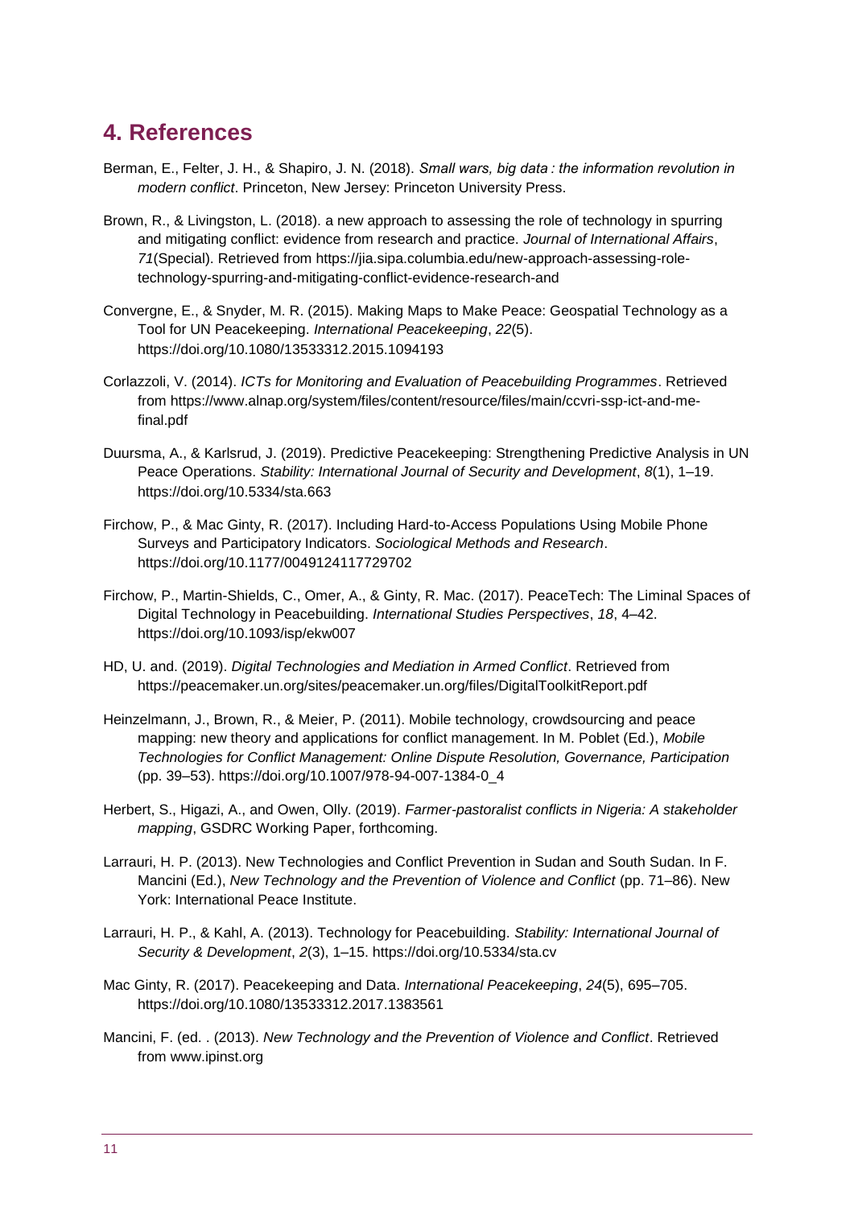## 4. References

Berman, E., Felter, J. H., & Shapiro, J. N. (2018). *Small wars, big data : the information revolution in modern conflict*. Princeton, New Jersey: Princeton University Press.

Brown, R., & Livingston, L. (2018). a new approach to assessing the role of technology in spurring and mitigating conflict: evidence from research and practice. *Journal of International Affairs*, *71*(Special). Retrieved from https://jia.sipa.columbia.edu/new-approach-assessing-role-technology-spurring-and-mitigating-conflict-evidence-research-and

Convergne, E., & Snyder, M. R. (2015). Making Maps to Make Peace: Geospatial Technology as a Tool for UN Peacekeeping. *International Peacekeeping*, *22*(5). https://doi.org/10.1080/13533312.2015.1094193

Corlazzoli, V. (2014). *ICTs for Monitoring and Evaluation of Peacebuilding Programmes*. Retrieved from https://www.alnap.org/system/files/content/resource/files/main/ccvri-ssp-ict-and-me-final.pdf

Duursma, A., & Karlsrud, J. (2019). Predictive Peacekeeping: Strengthening Predictive Analysis in UN Peace Operations. *Stability: International Journal of Security and Development*, *8*(1), 1–19. https://doi.org/10.5334/sta.663

Firchow, P., & Mac Ginty, R. (2017). Including Hard-to-Access Populations Using Mobile Phone Surveys and Participatory Indicators. *Sociological Methods and Research*. https://doi.org/10.1177/0049124117729702

Firchow, P., Martin-Shields, C., Omer, A., & Ginty, R. Mac. (2017). PeaceTech: The Liminal Spaces of Digital Technology in Peacebuilding. *International Studies Perspectives*, *18*, 4–42. https://doi.org/10.1093/isp/ekw007

HD, U. and. (2019). *Digital Technologies and Mediation in Armed Conflict*. Retrieved from https://peacemaker.un.org/sites/peacemaker.un.org/files/DigitalToolkitReport.pdf

Heinzelmann, J., Brown, R., & Meier, P. (2011). Mobile technology, crowdsourcing and peace mapping: new theory and applications for conflict management. In M. Poblet (Ed.), *Mobile Technologies for Conflict Management: Online Dispute Resolution, Governance, Participation* (pp. 39–53). https://doi.org/10.1007/978-94-007-1384-0_4

Herbert, S., Higazi, A., and Owen, Olly. (2019). *Farmer-pastoralist conflicts in Nigeria: A stakeholder mapping*, GSDRC Working Paper, forthcoming.

Larrauri, H. P. (2013). New Technologies and Conflict Prevention in Sudan and South Sudan. In F. Mancini (Ed.), *New Technology and the Prevention of Violence and Conflict* (pp. 71–86). New York: International Peace Institute.

Larrauri, H. P., & Kahl, A. (2013). Technology for Peacebuilding. *Stability: International Journal of Security & Development*, *2*(3), 1–15. https://doi.org/10.5334/sta.cv

Mac Ginty, R. (2017). Peacekeeping and Data. *International Peacekeeping*, *24*(5), 695–705. https://doi.org/10.1080/13533312.2017.1383561

Mancini, F. (ed. . (2013). *New Technology and the Prevention of Violence and Conflict*. Retrieved from www.ipinst.org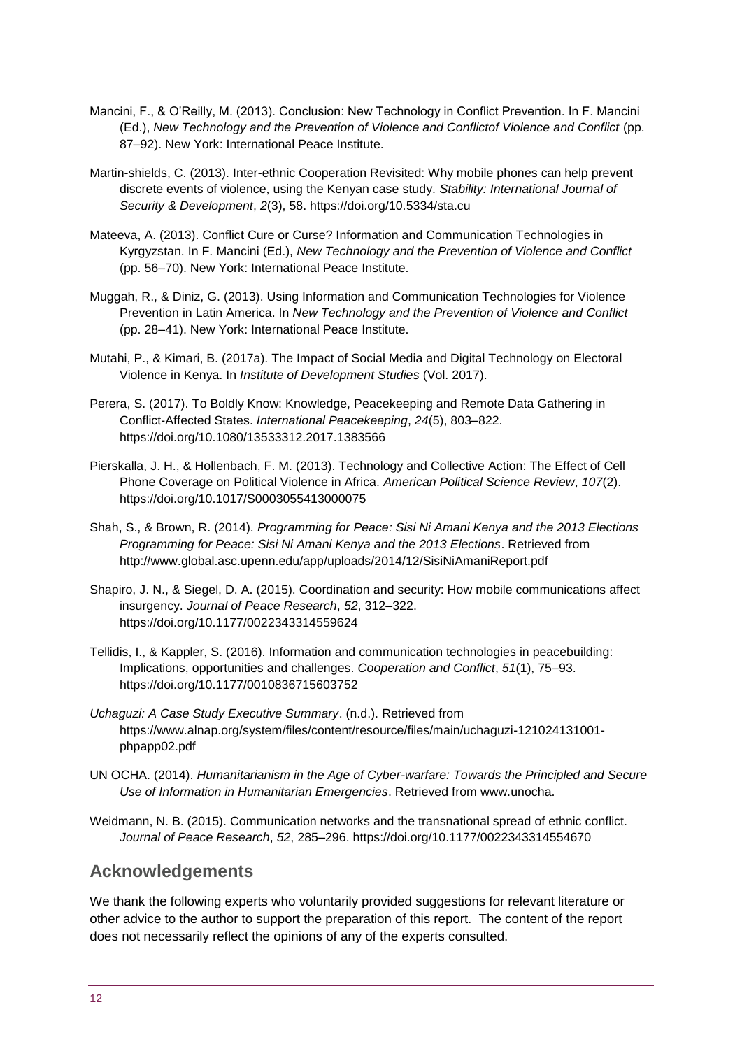Mancini, F., & O'Reilly, M. (2013). Conclusion: New Technology in Conflict Prevention. In F. Mancini (Ed.), *New Technology and the Prevention of Violence and Conflictof Violence and Conflict* (pp. 87–92). New York: International Peace Institute.

Martin-shields, C. (2013). Inter-ethnic Cooperation Revisited: Why mobile phones can help prevent discrete events of violence, using the Kenyan case study. *Stability: International Journal of Security & Development*, *2*(3), 58. https://doi.org/10.5334/sta.cu

Mateeva, A. (2013). Conflict Cure or Curse? Information and Communication Technologies in Kyrgyzstan. In F. Mancini (Ed.), *New Technology and the Prevention of Violence and Conflict* (pp. 56–70). New York: International Peace Institute.

Muggah, R., & Diniz, G. (2013). Using Information and Communication Technologies for Violence Prevention in Latin America. In *New Technology and the Prevention of Violence and Conflict* (pp. 28–41). New York: International Peace Institute.

Mutahi, P., & Kimari, B. (2017a). The Impact of Social Media and Digital Technology on Electoral Violence in Kenya. In *Institute of Development Studies* (Vol. 2017).

Perera, S. (2017). To Boldly Know: Knowledge, Peacekeeping and Remote Data Gathering in Conflict-Affected States. *International Peacekeeping*, *24*(5), 803–822. https://doi.org/10.1080/13533312.2017.1383566

Pierskalla, J. H., & Hollenbach, F. M. (2013). Technology and Collective Action: The Effect of Cell Phone Coverage on Political Violence in Africa. *American Political Science Review*, *107*(2). https://doi.org/10.1017/S0003055413000075

Shah, S., & Brown, R. (2014). *Programming for Peace: Sisi Ni Amani Kenya and the 2013 Elections Programming for Peace: Sisi Ni Amani Kenya and the 2013 Elections*. Retrieved from http://www.global.asc.upenn.edu/app/uploads/2014/12/SisiNiAmaniReport.pdf

Shapiro, J. N., & Siegel, D. A. (2015). Coordination and security: How mobile communications affect insurgency. *Journal of Peace Research*, *52*, 312–322. https://doi.org/10.1177/0022343314559624

Tellidis, I., & Kappler, S. (2016). Information and communication technologies in peacebuilding: Implications, opportunities and challenges. *Cooperation and Conflict*, *51*(1), 75–93. https://doi.org/10.1177/0010836715603752

*Uchaguzi: A Case Study Executive Summary*. (n.d.). Retrieved from https://www.alnap.org/system/files/content/resource/files/main/uchaguzi-121024131001-phpapp02.pdf

UN OCHA. (2014). *Humanitarianism in the Age of Cyber-warfare: Towards the Principled and Secure Use of Information in Humanitarian Emergencies*. Retrieved from www.unocha.

Weidmann, N. B. (2015). Communication networks and the transnational spread of ethnic conflict. *Journal of Peace Research*, *52*, 285–296. https://doi.org/10.1177/0022343314554670

## Acknowledgements

We thank the following experts who voluntarily provided suggestions for relevant literature or other advice to the author to support the preparation of this report. The content of the report does not necessarily reflect the opinions of any of the experts consulted.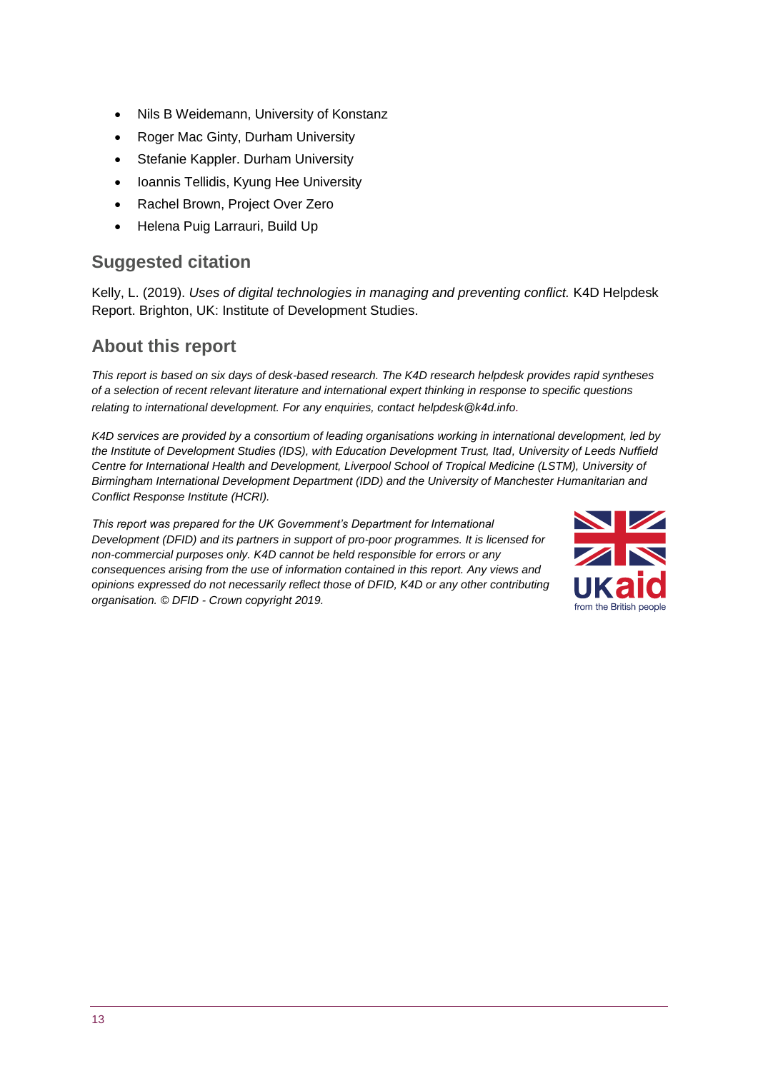- Nils B Weidemann, University of Konstanz
- Roger Mac Ginty, Durham University
- Stefanie Kappler. Durham University
- Ioannis Tellidis, Kyung Hee University
- Rachel Brown, Project Over Zero
- Helena Puig Larrauri, Build Up

## Suggested citation

Kelly, L. (2019). *Uses of digital technologies in managing and preventing conflict.* K4D Helpdesk Report. Brighton, UK: Institute of Development Studies.

## About this report

*This report is based on six days of desk-based research. The K4D research helpdesk provides rapid syntheses of a selection of recent relevant literature and international expert thinking in response to specific questions relating to international development. For any enquiries, contact helpdesk@k4d.info.*

*K4D services are provided by a consortium of leading organisations working in international development, led by the Institute of Development Studies (IDS), with Education Development Trust, Itad, University of Leeds Nuffield Centre for International Health and Development, Liverpool School of Tropical Medicine (LSTM), University of Birmingham International Development Department (IDD) and the University of Manchester Humanitarian and Conflict Response Institute (HCRI).*

*This report was prepared for the UK Government's Department for International Development (DFID) and its partners in support of pro-poor programmes. It is licensed for non-commercial purposes only. K4D cannot be held responsible for errors or any consequences arising from the use of information contained in this report. Any views and opinions expressed do not necessarily reflect those of DFID, K4D or any other contributing organisation. © DFID - Crown copyright 2019.*

UKaid
from the British people